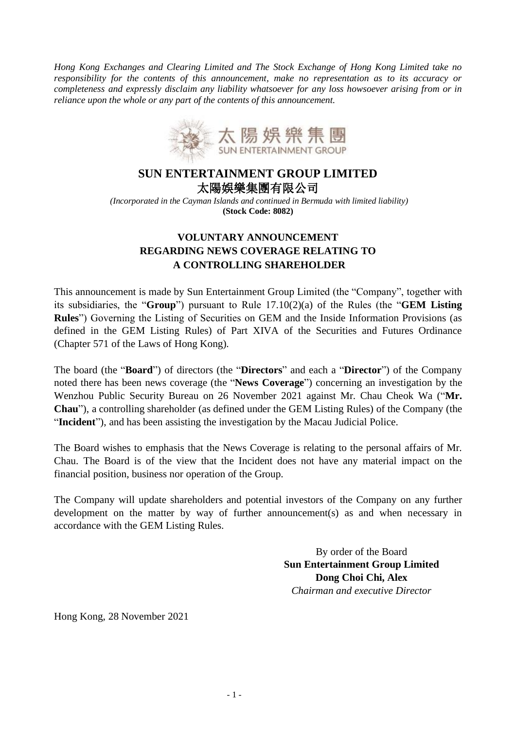*Hong Kong Exchanges and Clearing Limited and The Stock Exchange of Hong Kong Limited take no responsibility for the contents of this announcement, make no representation as to its accuracy or completeness and expressly disclaim any liability whatsoever for any loss howsoever arising from or in reliance upon the whole or any part of the contents of this announcement.*

# SUN ENTERTAINMENT GROUP LIMITED
# 太陽娛樂集團有限公司

*(Incorporated in the Cayman Islands and continued in Bermuda with limited liability)*
**(Stock Code: 8082)**

## VOLUNTARY ANNOUNCEMENT REGARDING NEWS COVERAGE RELATING TO A CONTROLLING SHAREHOLDER

This announcement is made by Sun Entertainment Group Limited (the "Company", together with its subsidiaries, the "**Group**") pursuant to Rule 17.10(2)(a) of the Rules (the "**GEM Listing Rules**") Governing the Listing of Securities on GEM and the Inside Information Provisions (as defined in the GEM Listing Rules) of Part XIVA of the Securities and Futures Ordinance (Chapter 571 of the Laws of Hong Kong).

The board (the "**Board**") of directors (the "**Directors**" and each a "**Director**") of the Company noted there has been news coverage (the "**News Coverage**") concerning an investigation by the Wenzhou Public Security Bureau on 26 November 2021 against Mr. Chau Cheok Wa ("**Mr. Chau**"), a controlling shareholder (as defined under the GEM Listing Rules) of the Company (the "**Incident**"), and has been assisting the investigation by the Macau Judicial Police.

The Board wishes to emphasis that the News Coverage is relating to the personal affairs of Mr. Chau. The Board is of the view that the Incident does not have any material impact on the financial position, business nor operation of the Group.

The Company will update shareholders and potential investors of the Company on any further development on the matter by way of further announcement(s) as and when necessary in accordance with the GEM Listing Rules.

By order of the Board
**Sun Entertainment Group Limited**
**Dong Choi Chi, Alex**
*Chairman and executive Director*

Hong Kong, 28 November 2021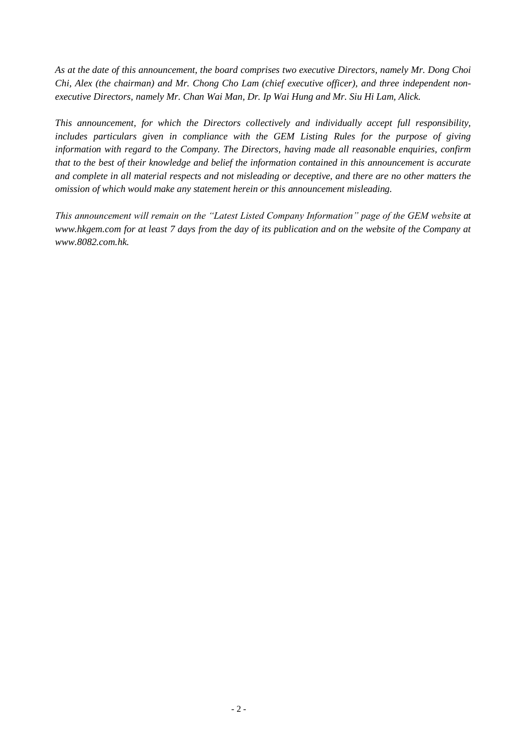*As at the date of this announcement, the board comprises two executive Directors, namely Mr. Dong Choi Chi, Alex (the chairman) and Mr. Chong Cho Lam (chief executive officer), and three independent non-executive Directors, namely Mr. Chan Wai Man, Dr. Ip Wai Hung and Mr. Siu Hi Lam, Alick.*

*This announcement, for which the Directors collectively and individually accept full responsibility, includes particulars given in compliance with the GEM Listing Rules for the purpose of giving information with regard to the Company. The Directors, having made all reasonable enquiries, confirm that to the best of their knowledge and belief the information contained in this announcement is accurate and complete in all material respects and not misleading or deceptive, and there are no other matters the omission of which would make any statement herein or this announcement misleading.*

*This announcement will remain on the "Latest Listed Company Information" page of the GEM website at www.hkgem.com for at least 7 days from the day of its publication and on the website of the Company at www.8082.com.hk.*